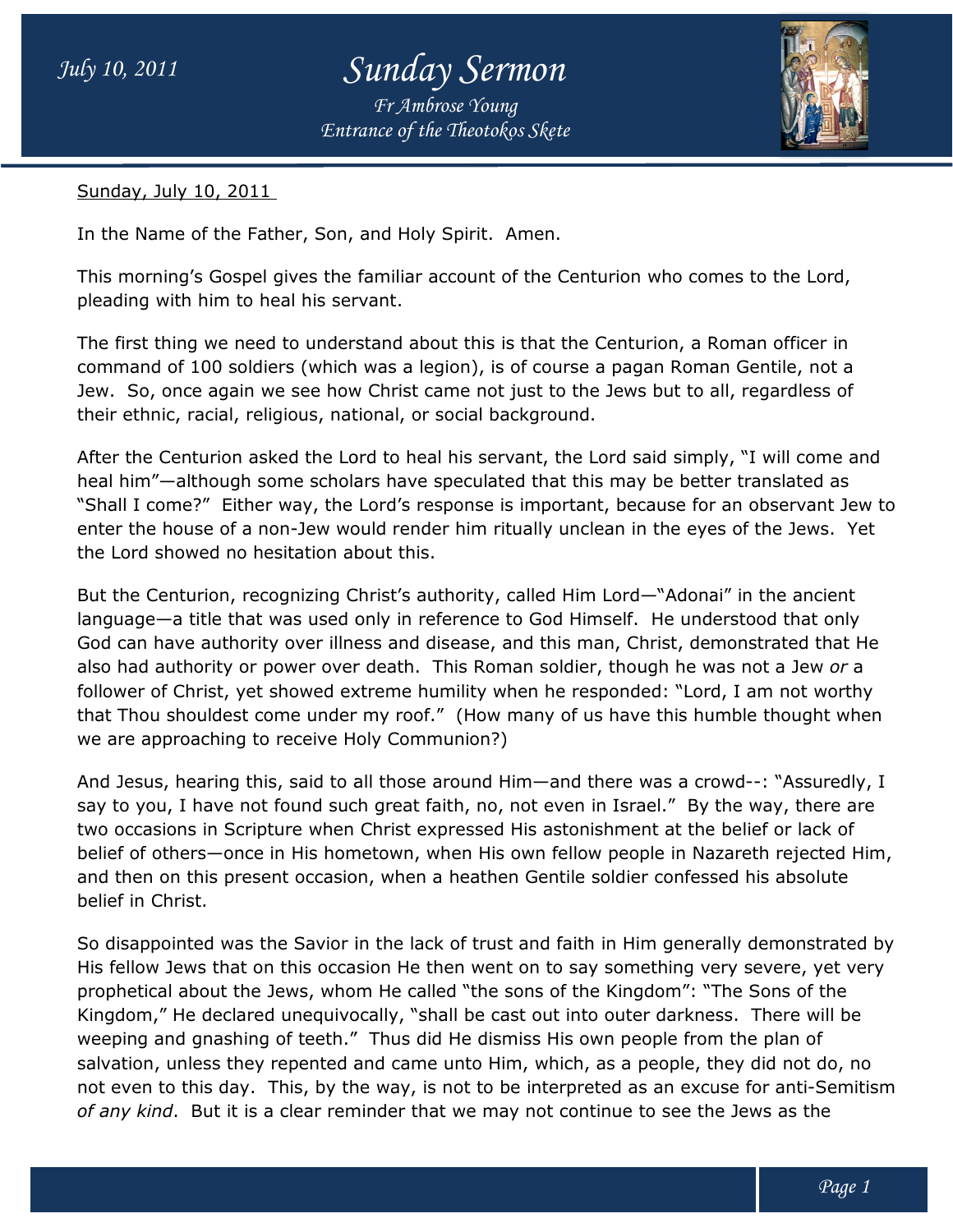Sunday, July 10, 2011

In the Name of the Father, Son, and Holy Spirit. Amen.

This morning's Gospel gives the familiar account of the Centurion who comes to the Lord, pleading with him to heal his servant.

The first thing we need to understand about this is that the Centurion, a Roman officer in command of 100 soldiers (which was a legion), is of course a pagan Roman Gentile, not a Jew. So, once again we see how Christ came not just to the Jews but to all, regardless of their ethnic, racial, religious, national, or social background.

After the Centurion asked the Lord to heal his servant, the Lord said simply, "I will come and heal him"—although some scholars have speculated that this may be better translated as "Shall I come?" Either way, the Lord's response is important, because for an observant Jew to enter the house of a non-Jew would render him ritually unclean in the eyes of the Jews. Yet the Lord showed no hesitation about this.

But the Centurion, recognizing Christ's authority, called Him Lord—"Adonai" in the ancient language—a title that was used only in reference to God Himself. He understood that only God can have authority over illness and disease, and this man, Christ, demonstrated that He also had authority or power over death. This Roman soldier, though he was not a Jew *or* a follower of Christ, yet showed extreme humility when he responded: "Lord, I am not worthy that Thou shouldest come under my roof." (How many of us have this humble thought when we are approaching to receive Holy Communion?)

And Jesus, hearing this, said to all those around Him—and there was a crowd--: "Assuredly, I say to you, I have not found such great faith, no, not even in Israel." By the way, there are two occasions in Scripture when Christ expressed His astonishment at the belief or lack of belief of others—once in His hometown, when His own fellow people in Nazareth rejected Him, and then on this present occasion, when a heathen Gentile soldier confessed his absolute belief in Christ.

So disappointed was the Savior in the lack of trust and faith in Him generally demonstrated by His fellow Jews that on this occasion He then went on to say something very severe, yet very prophetical about the Jews, whom He called "the sons of the Kingdom": "The Sons of the Kingdom," He declared unequivocally, "shall be cast out into outer darkness. There will be weeping and gnashing of teeth." Thus did He dismiss His own people from the plan of salvation, unless they repented and came unto Him, which, as a people, they did not do, no not even to this day. This, by the way, is not to be interpreted as an excuse for anti-Semitism *of any kind*. But it is a clear reminder that we may not continue to see the Jews as the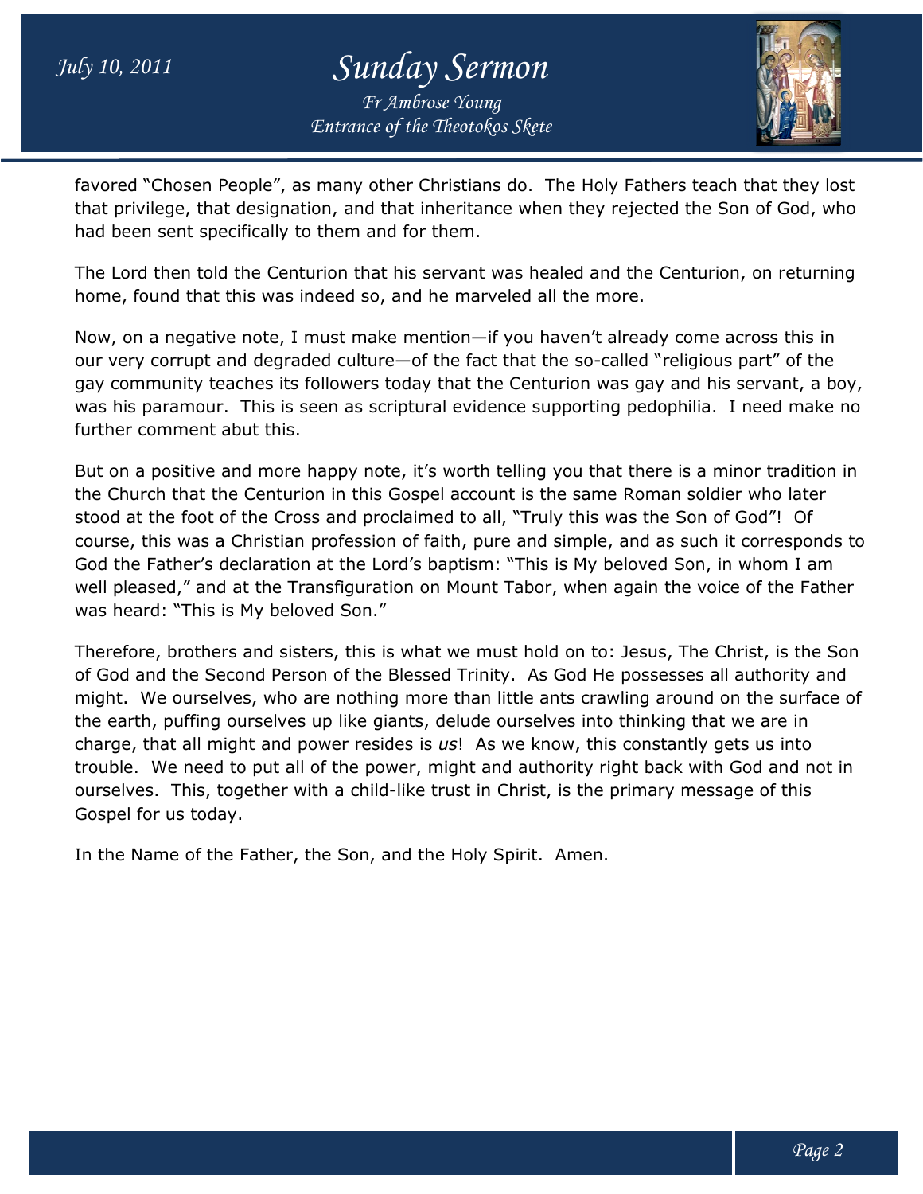favored "Chosen People", as many other Christians do. The Holy Fathers teach that they lost that privilege, that designation, and that inheritance when they rejected the Son of God, who had been sent specifically to them and for them.

The Lord then told the Centurion that his servant was healed and the Centurion, on returning home, found that this was indeed so, and he marveled all the more.

Now, on a negative note, I must make mention—if you haven't already come across this in our very corrupt and degraded culture—of the fact that the so-called "religious part" of the gay community teaches its followers today that the Centurion was gay and his servant, a boy, was his paramour. This is seen as scriptural evidence supporting pedophilia. I need make no further comment abut this.

But on a positive and more happy note, it's worth telling you that there is a minor tradition in the Church that the Centurion in this Gospel account is the same Roman soldier who later stood at the foot of the Cross and proclaimed to all, "Truly this was the Son of God"! Of course, this was a Christian profession of faith, pure and simple, and as such it corresponds to God the Father's declaration at the Lord's baptism: "This is My beloved Son, in whom I am well pleased," and at the Transfiguration on Mount Tabor, when again the voice of the Father was heard: "This is My beloved Son."

Therefore, brothers and sisters, this is what we must hold on to: Jesus, The Christ, is the Son of God and the Second Person of the Blessed Trinity. As God He possesses all authority and might. We ourselves, who are nothing more than little ants crawling around on the surface of the earth, puffing ourselves up like giants, delude ourselves into thinking that we are in charge, that all might and power resides is *us*! As we know, this constantly gets us into trouble. We need to put all of the power, might and authority right back with God and not in ourselves. This, together with a child-like trust in Christ, is the primary message of this Gospel for us today.

In the Name of the Father, the Son, and the Holy Spirit. Amen.